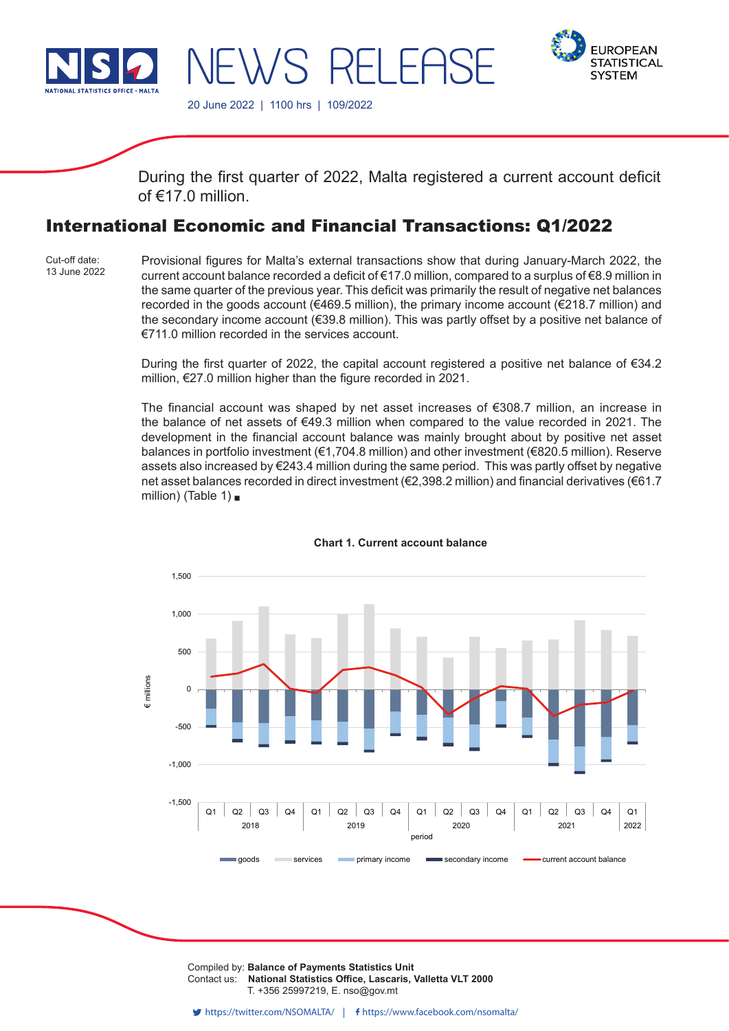# NEWS RELEASE

20 June 2022 | 1100 hrs | 109/2022

During the first quarter of 2022, Malta registered a current account deficit of €17.0 million.

## International Economic and Financial Transactions: Q1/2022

Cut-off date:
13 June 2022

Provisional figures for Malta's external transactions show that during January-March 2022, the current account balance recorded a deficit of €17.0 million, compared to a surplus of €8.9 million in the same quarter of the previous year. This deficit was primarily the result of negative net balances recorded in the goods account (€469.5 million), the primary income account (€218.7 million) and the secondary income account (€39.8 million). This was partly offset by a positive net balance of €711.0 million recorded in the services account.

During the first quarter of 2022, the capital account registered a positive net balance of €34.2 million, €27.0 million higher than the figure recorded in 2021.

The financial account was shaped by net asset increases of €308.7 million, an increase in the balance of net assets of €49.3 million when compared to the value recorded in 2021. The development in the financial account balance was mainly brought about by positive net asset balances in portfolio investment (€1,704.8 million) and other investment (€820.5 million). Reserve assets also increased by €243.4 million during the same period. This was partly offset by negative net asset balances recorded in direct investment (€2,398.2 million) and financial derivatives (€61.7 million) (Table 1) ■

**Chart 1. Current account balance**

Compiled by: **Balance of Payments Statistics Unit**
Contact us: **National Statistics Office, Lascaris, Valletta VLT 2000**
T. +356 25997219, E. nso@gov.mt

https://twitter.com/NSOMALTA/ | https://www.facebook.com/nsomalta/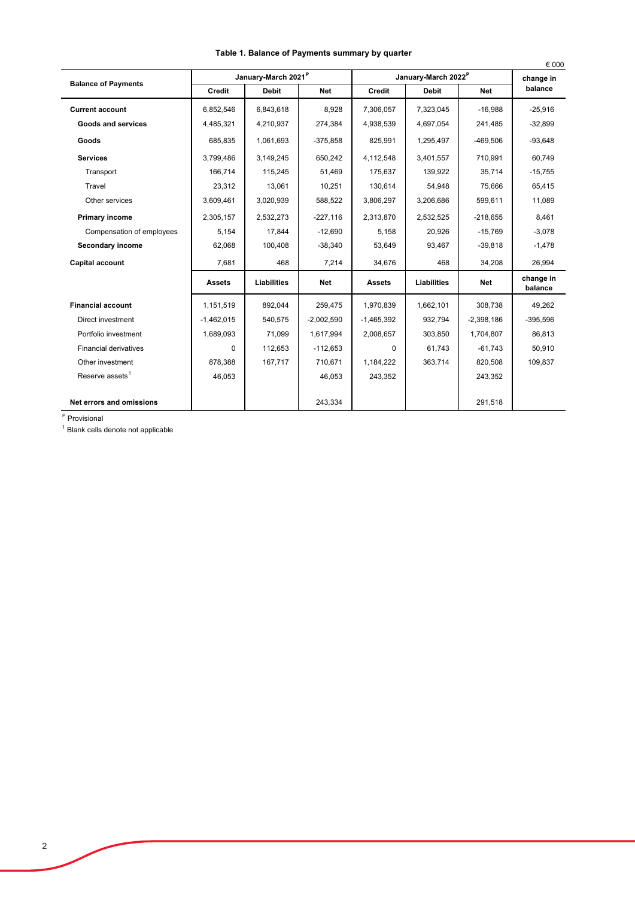**Table 1. Balance of Payments summary by quarter**

€ 000

| Balance of Payments | January-March 2021[P] | | | January-March 2022[P] | | | change in balance |
|---|---|---|---|---|---|---|---|
| | Credit | Debit | Net | Credit | Debit | Net | |
| **Current account** | 6,852,546 | 6,843,618 | 8,928 | 7,306,057 | 7,323,045 | -16,988 | -25,916 |
| **Goods and services** | 4,485,321 | 4,210,937 | 274,384 | 4,938,539 | 4,697,054 | 241,485 | -32,899 |
| **Goods** | 685,835 | 1,061,693 | -375,858 | 825,991 | 1,295,497 | -469,506 | -93,648 |
| **Services** | 3,799,486 | 3,149,245 | 650,242 | 4,112,548 | 3,401,557 | 710,991 | 60,749 |
| Transport | 166,714 | 115,245 | 51,469 | 175,637 | 139,922 | 35,714 | -15,755 |
| Travel | 23,312 | 13,061 | 10,251 | 130,614 | 54,948 | 75,666 | 65,415 |
| Other services | 3,609,461 | 3,020,939 | 588,522 | 3,806,297 | 3,206,686 | 599,611 | 11,089 |
| **Primary income** | 2,305,157 | 2,532,273 | -227,116 | 2,313,870 | 2,532,525 | -218,655 | 8,461 |
| Compensation of employees | 5,154 | 17,844 | -12,690 | 5,158 | 20,926 | -15,769 | -3,078 |
| **Secondary income** | 62,068 | 100,408 | -38,340 | 53,649 | 93,467 | -39,818 | -1,478 |
| **Capital account** | 7,681 | 468 | 7,214 | 34,676 | 468 | 34,208 | 26,994 |
| | **Assets** | **Liabilities** | **Net** | **Assets** | **Liabilities** | **Net** | **change in balance** |
| **Financial account** | 1,151,519 | 892,044 | 259,475 | 1,970,839 | 1,662,101 | 308,738 | 49,262 |
| Direct investment | -1,462,015 | 540,575 | -2,002,590 | -1,465,392 | 932,794 | -2,398,186 | -395,596 |
| Portfolio investment | 1,689,093 | 71,099 | 1,617,994 | 2,008,657 | 303,850 | 1,704,807 | 86,813 |
| Financial derivatives | 0 | 112,653 | -112,653 | 0 | 61,743 | -61,743 | 50,910 |
| Other investment | 878,388 | 167,717 | 710,671 | 1,184,222 | 363,714 | 820,508 | 109,837 |
| Reserve assets[1] | 46,053 | | 46,053 | 243,352 | | 243,352 | |
| **Net errors and omissions** | | | 243,334 | | | 291,518 | |

[P] Provisional

[1] Blank cells denote not applicable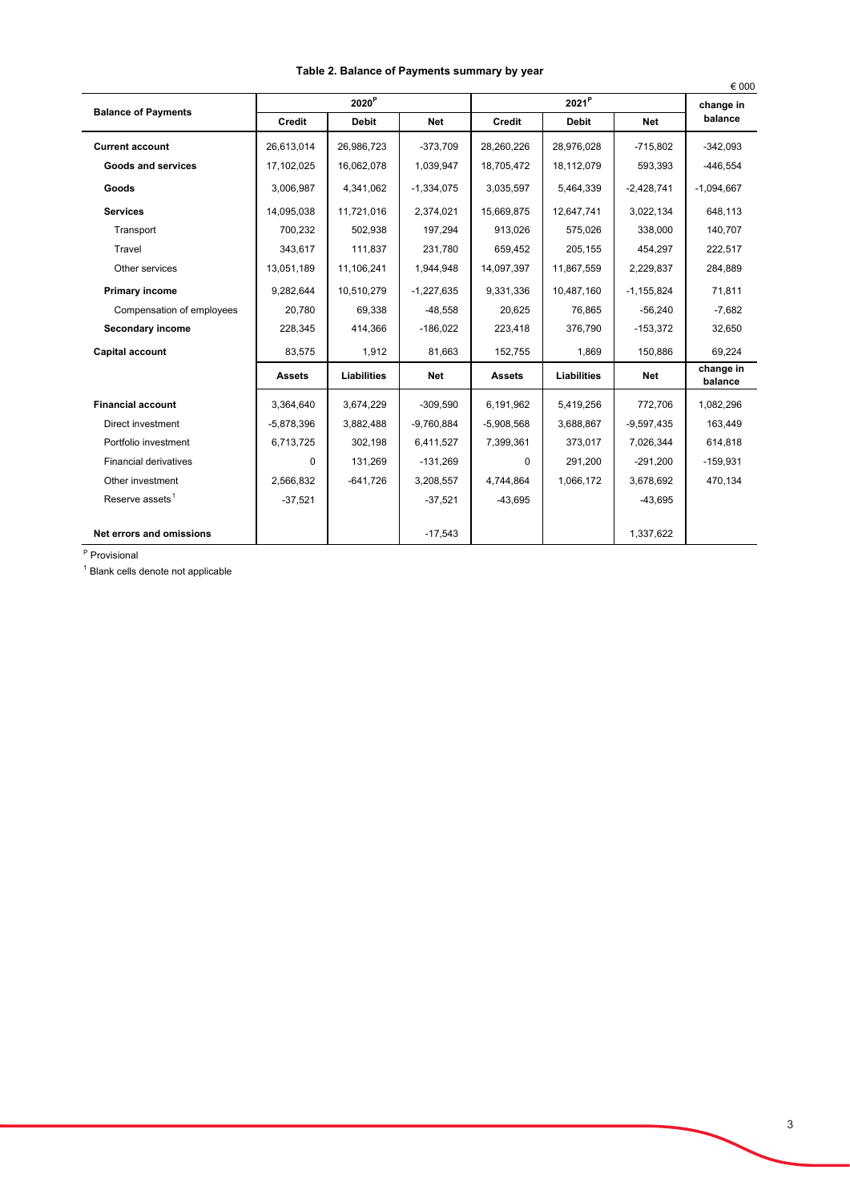**Table 2. Balance of Payments summary by year**

€ 000

| Balance of Payments | 2020[P] | | | 2021[P] | | | change in balance |
|---|---|---|---|---|---|---|---|
| | Credit | Debit | Net | Credit | Debit | Net | |
| **Current account** | 26,613,014 | 26,986,723 | -373,709 | 28,260,226 | 28,976,028 | -715,802 | -342,093 |
| **Goods and services** | 17,102,025 | 16,062,078 | 1,039,947 | 18,705,472 | 18,112,079 | 593,393 | -446,554 |
| **Goods** | 3,006,987 | 4,341,062 | -1,334,075 | 3,035,597 | 5,464,339 | -2,428,741 | -1,094,667 |
| **Services** | 14,095,038 | 11,721,016 | 2,374,021 | 15,669,875 | 12,647,741 | 3,022,134 | 648,113 |
| Transport | 700,232 | 502,938 | 197,294 | 913,026 | 575,026 | 338,000 | 140,707 |
| Travel | 343,617 | 111,837 | 231,780 | 659,452 | 205,155 | 454,297 | 222,517 |
| Other services | 13,051,189 | 11,106,241 | 1,944,948 | 14,097,397 | 11,867,559 | 2,229,837 | 284,889 |
| **Primary income** | 9,282,644 | 10,510,279 | -1,227,635 | 9,331,336 | 10,487,160 | -1,155,824 | 71,811 |
| Compensation of employees | 20,780 | 69,338 | -48,558 | 20,625 | 76,865 | -56,240 | -7,682 |
| **Secondary income** | 228,345 | 414,366 | -186,022 | 223,418 | 376,790 | -153,372 | 32,650 |
| **Capital account** | 83,575 | 1,912 | 81,663 | 152,755 | 1,869 | 150,886 | 69,224 |
| | **Assets** | **Liabilities** | **Net** | **Assets** | **Liabilities** | **Net** | **change in balance** |
| **Financial account** | 3,364,640 | 3,674,229 | -309,590 | 6,191,962 | 5,419,256 | 772,706 | 1,082,296 |
| Direct investment | -5,878,396 | 3,882,488 | -9,760,884 | -5,908,568 | 3,688,867 | -9,597,435 | 163,449 |
| Portfolio investment | 6,713,725 | 302,198 | 6,411,527 | 7,399,361 | 373,017 | 7,026,344 | 614,818 |
| Financial derivatives | 0 | 131,269 | -131,269 | 0 | 291,200 | -291,200 | -159,931 |
| Other investment | 2,566,832 | -641,726 | 3,208,557 | 4,744,864 | 1,066,172 | 3,678,692 | 470,134 |
| Reserve assets[1] | -37,521 | | -37,521 | -43,695 | | -43,695 | |
| **Net errors and omissions** | | | -17,543 | | | 1,337,622 | |

[P] Provisional

[1] Blank cells denote not applicable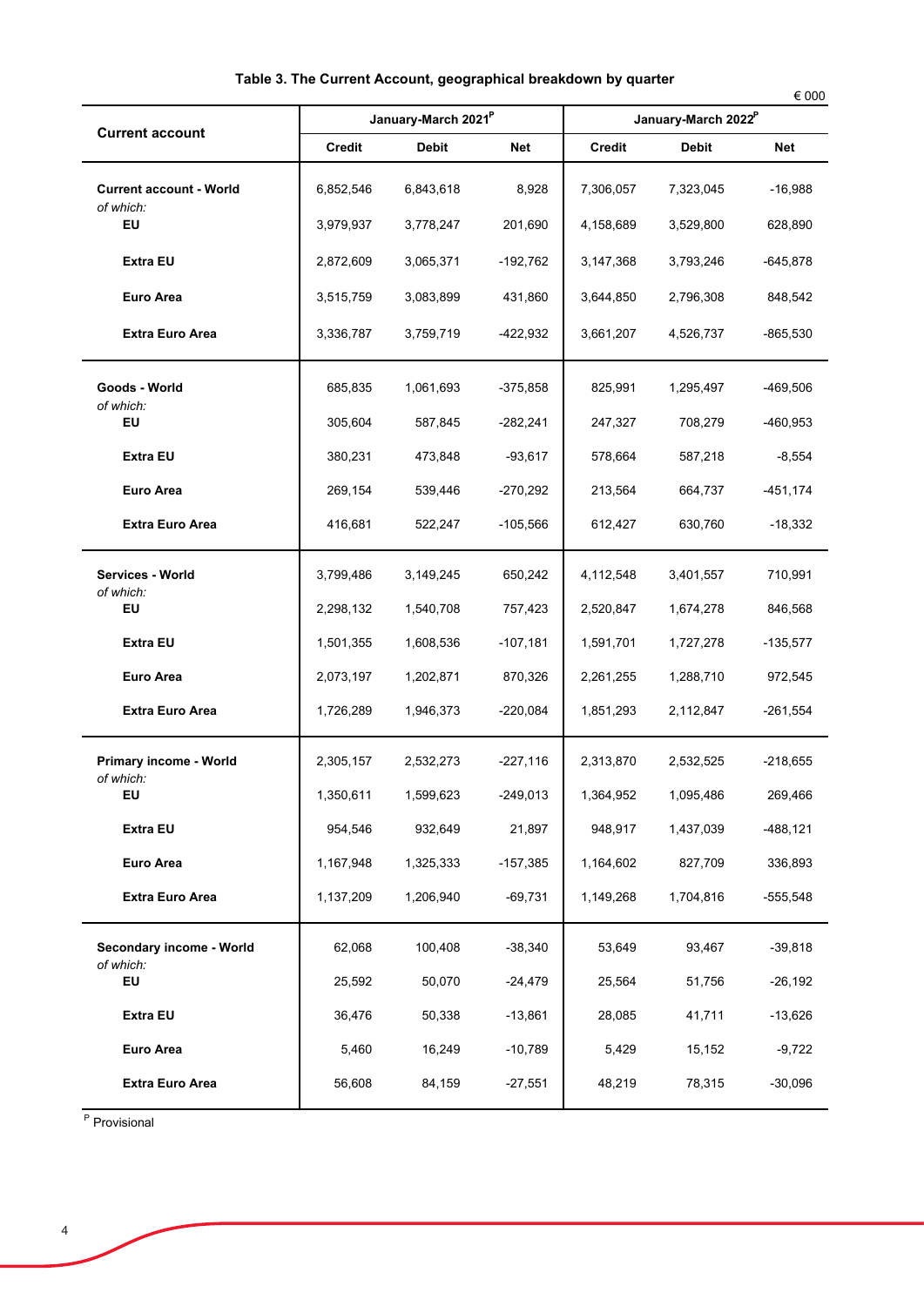**Table 3. The Current Account, geographical breakdown by quarter**

€ 000

| Current account | January-March 2021[P] | | | January-March 2022[P] | | |
|---|---|---|---|---|---|---|
| | Credit | Debit | Net | Credit | Debit | Net |
| **Current account - World** | 6,852,546 | 6,843,618 | 8,928 | 7,306,057 | 7,323,045 | -16,988 |
| *of which:* **EU** | 3,979,937 | 3,778,247 | 201,690 | 4,158,689 | 3,529,800 | 628,890 |
| **Extra EU** | 2,872,609 | 3,065,371 | -192,762 | 3,147,368 | 3,793,246 | -645,878 |
| **Euro Area** | 3,515,759 | 3,083,899 | 431,860 | 3,644,850 | 2,796,308 | 848,542 |
| **Extra Euro Area** | 3,336,787 | 3,759,719 | -422,932 | 3,661,207 | 4,526,737 | -865,530 |
| **Goods - World** | 685,835 | 1,061,693 | -375,858 | 825,991 | 1,295,497 | -469,506 |
| *of which:* **EU** | 305,604 | 587,845 | -282,241 | 247,327 | 708,279 | -460,953 |
| **Extra EU** | 380,231 | 473,848 | -93,617 | 578,664 | 587,218 | -8,554 |
| **Euro Area** | 269,154 | 539,446 | -270,292 | 213,564 | 664,737 | -451,174 |
| **Extra Euro Area** | 416,681 | 522,247 | -105,566 | 612,427 | 630,760 | -18,332 |
| **Services - World** | 3,799,486 | 3,149,245 | 650,242 | 4,112,548 | 3,401,557 | 710,991 |
| *of which:* **EU** | 2,298,132 | 1,540,708 | 757,423 | 2,520,847 | 1,674,278 | 846,568 |
| **Extra EU** | 1,501,355 | 1,608,536 | -107,181 | 1,591,701 | 1,727,278 | -135,577 |
| **Euro Area** | 2,073,197 | 1,202,871 | 870,326 | 2,261,255 | 1,288,710 | 972,545 |
| **Extra Euro Area** | 1,726,289 | 1,946,373 | -220,084 | 1,851,293 | 2,112,847 | -261,554 |
| **Primary income - World** | 2,305,157 | 2,532,273 | -227,116 | 2,313,870 | 2,532,525 | -218,655 |
| *of which:* **EU** | 1,350,611 | 1,599,623 | -249,013 | 1,364,952 | 1,095,486 | 269,466 |
| **Extra EU** | 954,546 | 932,649 | 21,897 | 948,917 | 1,437,039 | -488,121 |
| **Euro Area** | 1,167,948 | 1,325,333 | -157,385 | 1,164,602 | 827,709 | 336,893 |
| **Extra Euro Area** | 1,137,209 | 1,206,940 | -69,731 | 1,149,268 | 1,704,816 | -555,548 |
| **Secondary income - World** | 62,068 | 100,408 | -38,340 | 53,649 | 93,467 | -39,818 |
| *of which:* **EU** | 25,592 | 50,070 | -24,479 | 25,564 | 51,756 | -26,192 |
| **Extra EU** | 36,476 | 50,338 | -13,861 | 28,085 | 41,711 | -13,626 |
| **Euro Area** | 5,460 | 16,249 | -10,789 | 5,429 | 15,152 | -9,722 |
| **Extra Euro Area** | 56,608 | 84,159 | -27,551 | 48,219 | 78,315 | -30,096 |

[P] Provisional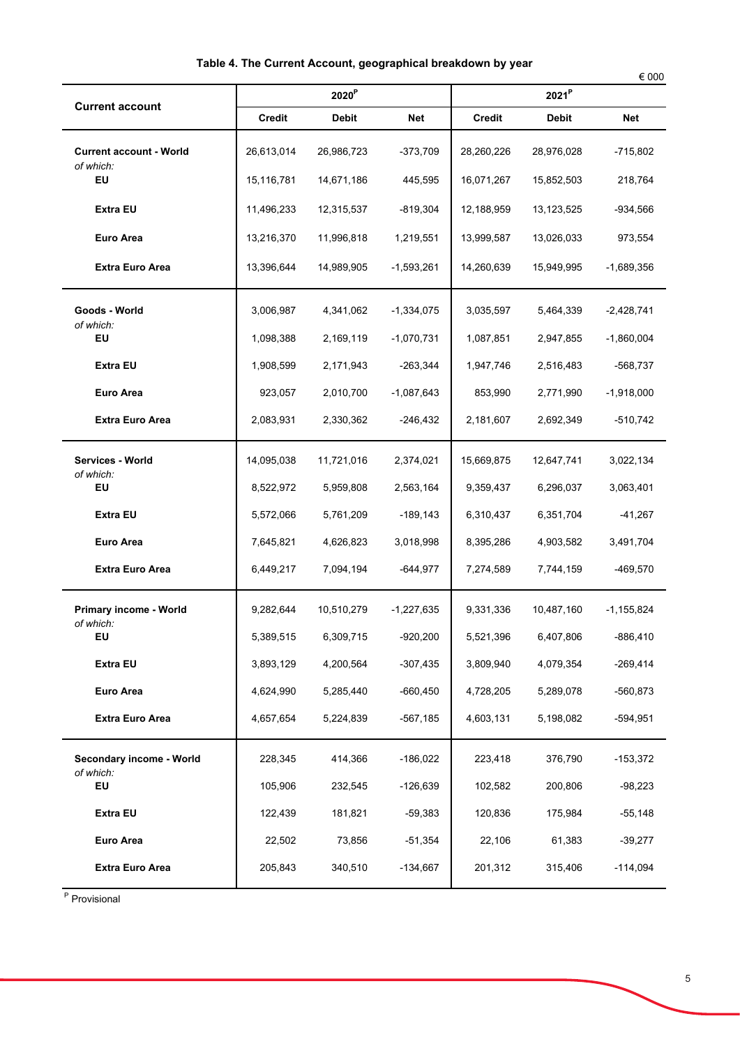**Table 4. The Current Account, geographical breakdown by year**

€ 000

| Current account | 2020[P] | | | 2021[P] | | |
|---|---|---|---|---|---|---|
| | Credit | Debit | Net | Credit | Debit | Net |
| **Current account - World** | 26,613,014 | 26,986,723 | -373,709 | 28,260,226 | 28,976,028 | -715,802 |
| *of which:* | | | | | | |
| **EU** | 15,116,781 | 14,671,186 | 445,595 | 16,071,267 | 15,852,503 | 218,764 |
| **Extra EU** | 11,496,233 | 12,315,537 | -819,304 | 12,188,959 | 13,123,525 | -934,566 |
| **Euro Area** | 13,216,370 | 11,996,818 | 1,219,551 | 13,999,587 | 13,026,033 | 973,554 |
| **Extra Euro Area** | 13,396,644 | 14,989,905 | -1,593,261 | 14,260,639 | 15,949,995 | -1,689,356 |
| **Goods - World** | 3,006,987 | 4,341,062 | -1,334,075 | 3,035,597 | 5,464,339 | -2,428,741 |
| *of which:* | | | | | | |
| **EU** | 1,098,388 | 2,169,119 | -1,070,731 | 1,087,851 | 2,947,855 | -1,860,004 |
| **Extra EU** | 1,908,599 | 2,171,943 | -263,344 | 1,947,746 | 2,516,483 | -568,737 |
| **Euro Area** | 923,057 | 2,010,700 | -1,087,643 | 853,990 | 2,771,990 | -1,918,000 |
| **Extra Euro Area** | 2,083,931 | 2,330,362 | -246,432 | 2,181,607 | 2,692,349 | -510,742 |
| **Services - World** | 14,095,038 | 11,721,016 | 2,374,021 | 15,669,875 | 12,647,741 | 3,022,134 |
| *of which:* | | | | | | |
| **EU** | 8,522,972 | 5,959,808 | 2,563,164 | 9,359,437 | 6,296,037 | 3,063,401 |
| **Extra EU** | 5,572,066 | 5,761,209 | -189,143 | 6,310,437 | 6,351,704 | -41,267 |
| **Euro Area** | 7,645,821 | 4,626,823 | 3,018,998 | 8,395,286 | 4,903,582 | 3,491,704 |
| **Extra Euro Area** | 6,449,217 | 7,094,194 | -644,977 | 7,274,589 | 7,744,159 | -469,570 |
| **Primary income - World** | 9,282,644 | 10,510,279 | -1,227,635 | 9,331,336 | 10,487,160 | -1,155,824 |
| *of which:* | | | | | | |
| **EU** | 5,389,515 | 6,309,715 | -920,200 | 5,521,396 | 6,407,806 | -886,410 |
| **Extra EU** | 3,893,129 | 4,200,564 | -307,435 | 3,809,940 | 4,079,354 | -269,414 |
| **Euro Area** | 4,624,990 | 5,285,440 | -660,450 | 4,728,205 | 5,289,078 | -560,873 |
| **Extra Euro Area** | 4,657,654 | 5,224,839 | -567,185 | 4,603,131 | 5,198,082 | -594,951 |
| **Secondary income - World** | 228,345 | 414,366 | -186,022 | 223,418 | 376,790 | -153,372 |
| *of which:* | | | | | | |
| **EU** | 105,906 | 232,545 | -126,639 | 102,582 | 200,806 | -98,223 |
| **Extra EU** | 122,439 | 181,821 | -59,383 | 120,836 | 175,984 | -55,148 |
| **Euro Area** | 22,502 | 73,856 | -51,354 | 22,106 | 61,383 | -39,277 |
| **Extra Euro Area** | 205,843 | 340,510 | -134,667 | 201,312 | 315,406 | -114,094 |

[P] Provisional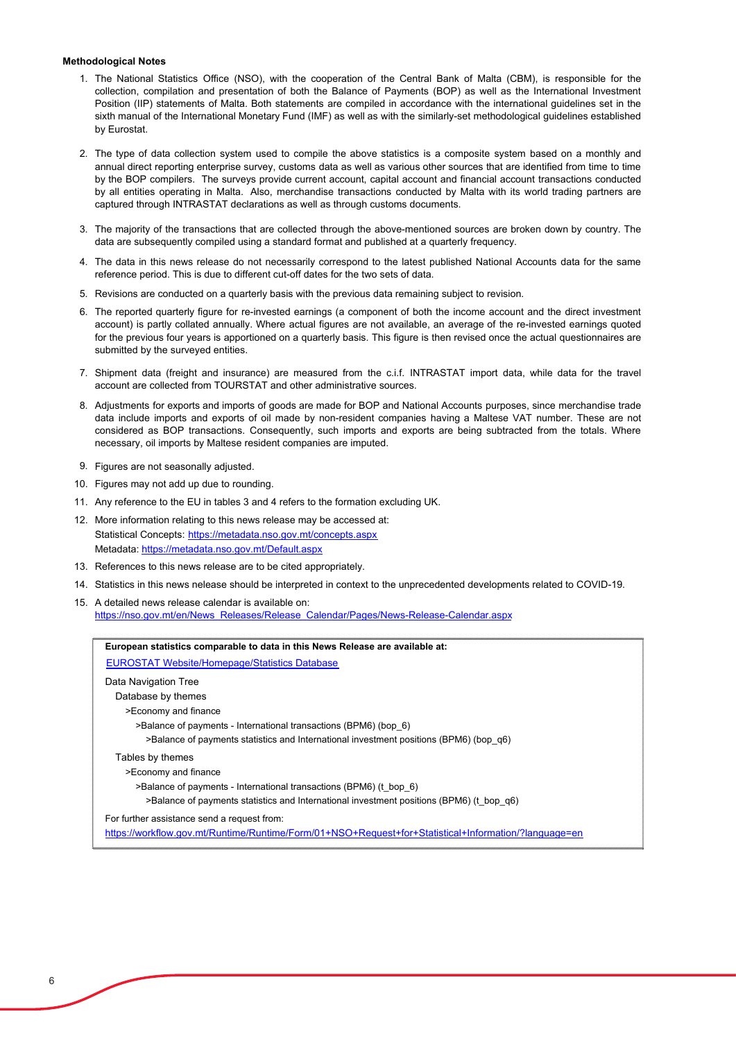**Methodological Notes**

1. The National Statistics Office (NSO), with the cooperation of the Central Bank of Malta (CBM), is responsible for the collection, compilation and presentation of both the Balance of Payments (BOP) as well as the International Investment Position (IIP) statements of Malta. Both statements are compiled in accordance with the international guidelines set in the sixth manual of the International Monetary Fund (IMF) as well as with the similarly-set methodological guidelines established by Eurostat.

2. The type of data collection system used to compile the above statistics is a composite system based on a monthly and annual direct reporting enterprise survey, customs data as well as various other sources that are identified from time to time by the BOP compilers. The surveys provide current account, capital account and financial account transactions conducted by all entities operating in Malta. Also, merchandise transactions conducted by Malta with its world trading partners are captured through INTRASTAT declarations as well as through customs documents.

3. The majority of the transactions that are collected through the above-mentioned sources are broken down by country. The data are subsequently compiled using a standard format and published at a quarterly frequency.

4. The data in this news release do not necessarily correspond to the latest published National Accounts data for the same reference period. This is due to different cut-off dates for the two sets of data.

5. Revisions are conducted on a quarterly basis with the previous data remaining subject to revision.

6. The reported quarterly figure for re-invested earnings (a component of both the income account and the direct investment account) is partly collated annually. Where actual figures are not available, an average of the re-invested earnings quoted for the previous four years is apportioned on a quarterly basis. This figure is then revised once the actual questionnaires are submitted by the surveyed entities.

7. Shipment data (freight and insurance) are measured from the c.i.f. INTRASTAT import data, while data for the travel account are collected from TOURSTAT and other administrative sources.

8. Adjustments for exports and imports of goods are made for BOP and National Accounts purposes, since merchandise trade data include imports and exports of oil made by non-resident companies having a Maltese VAT number. These are not considered as BOP transactions. Consequently, such imports and exports are being subtracted from the totals. Where necessary, oil imports by Maltese resident companies are imputed.

9. Figures are not seasonally adjusted.

10. Figures may not add up due to rounding.

11. Any reference to the EU in tables 3 and 4 refers to the formation excluding UK.

12. More information relating to this news release may be accessed at:
    Statistical Concepts: https://metadata.nso.gov.mt/concepts.aspx
    Metadata: https://metadata.nso.gov.mt/Default.aspx

13. References to this news release are to be cited appropriately.

14. Statistics in this news release should be interpreted in context to the unprecedented developments related to COVID-19.

15. A detailed news release calendar is available on:
    https://nso.gov.mt/en/News_Releases/Release_Calendar/Pages/News-Release-Calendar.aspx

**European statistics comparable to data in this News Release are available at:**

EUROSTAT Website/Homepage/Statistics Database

Data Navigation Tree

Database by themes

>Economy and finance

>Balance of payments - International transactions (BPM6) (bop_6)

>Balance of payments statistics and International investment positions (BPM6) (bop_q6)

Tables by themes

>Economy and finance

>Balance of payments - International transactions (BPM6) (t_bop_6)

>Balance of payments statistics and International investment positions (BPM6) (t_bop_q6)

For further assistance send a request from:

https://workflow.gov.mt/Runtime/Runtime/Form/01+NSO+Request+for+Statistical+Information/?language=en